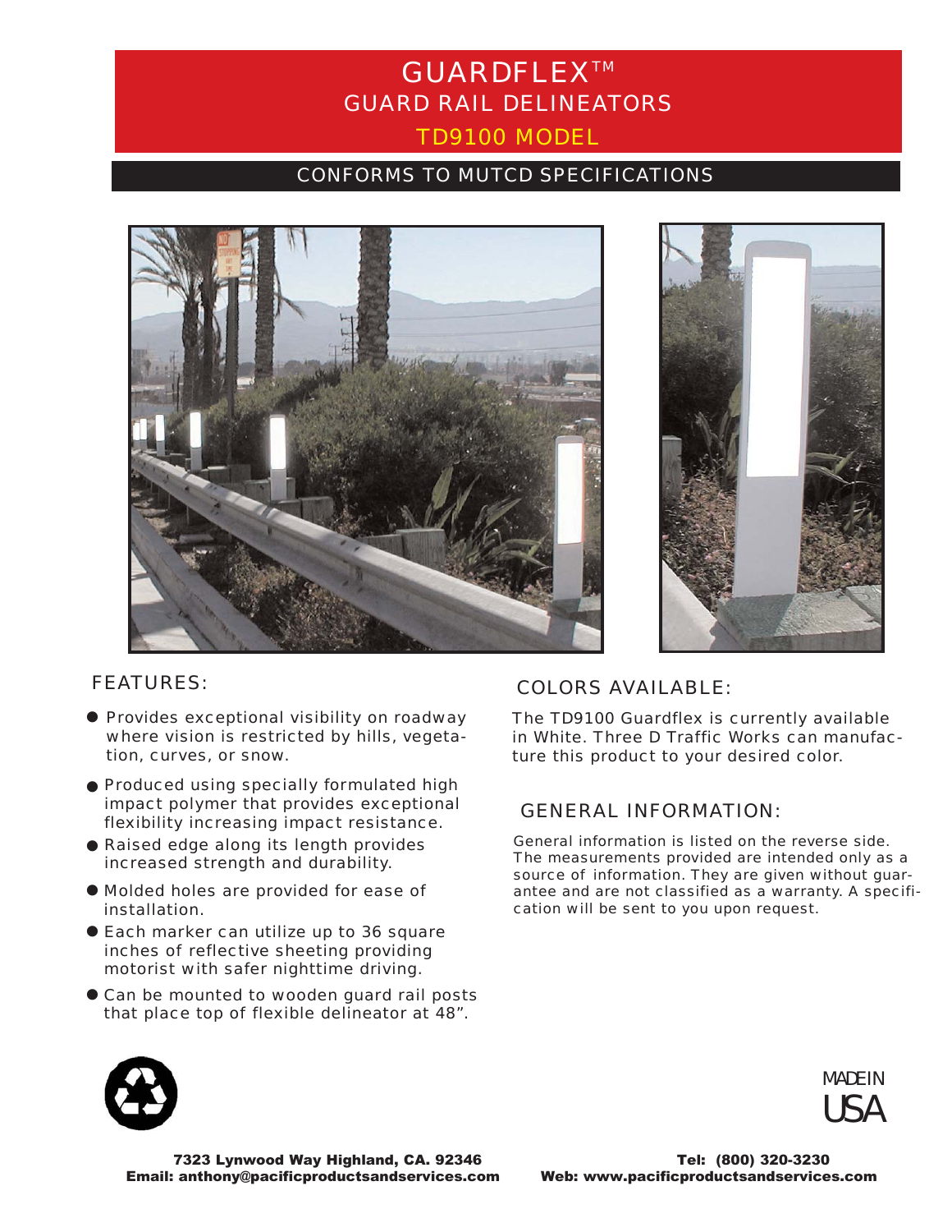# GUARDFLEX™

## GUARD RAIL DELINEATORS

## TD9100 MODEL

CONFORMS TO MUTCD SPECIFICATIONS

## FEATURES:

- Provides exceptional visibility on roadway where vision is restricted by hills, vegetation, curves, or snow.
- Produced using specially formulated high impact polymer that provides exceptional flexibility increasing impact resistance.
- Raised edge along its length provides increased strength and durability.
- Molded holes are provided for ease of installation.
- Each marker can utilize up to 36 square inches of reflective sheeting providing motorist with safer nighttime driving.
- Can be mounted to wooden guard rail posts that place top of flexible delineator at 48".

## COLORS AVAILABLE:

The TD9100 Guardflex is currently available in White. Three D Traffic Works can manufacture this product to your desired color.

## GENERAL INFORMATION:

General information is listed on the reverse side. The measurements provided are intended only as a source of information. They are given without guarantee and are not classified as a warranty. A specification will be sent to you upon request.

MADE IN USA

**7323 Lynwood Way Highland, CA. 92346**
**Email: anthony@pacificproductsandservices.com**

**Tel: (800) 320-3230**
**Web: www.pacificproductsandservices.com**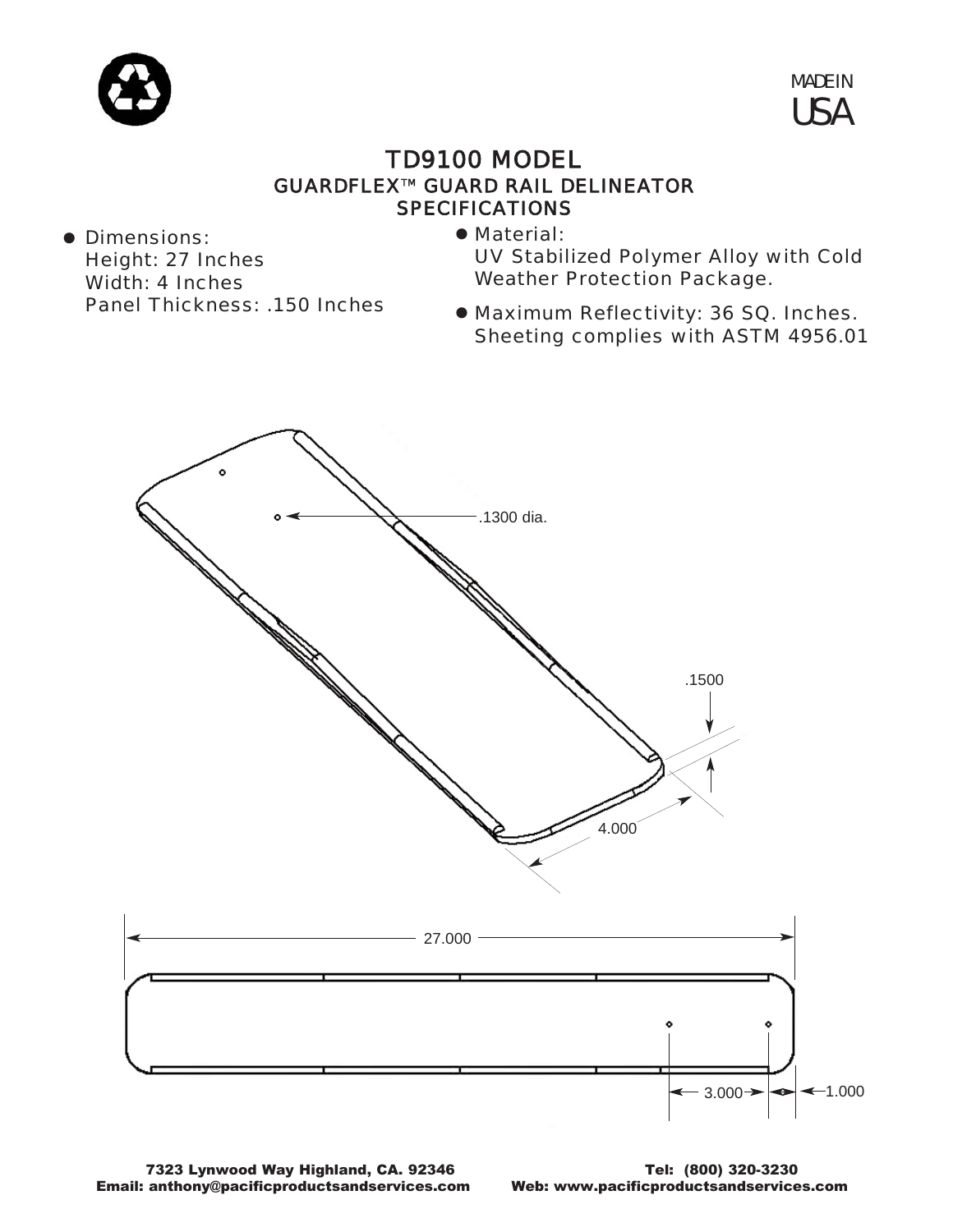MADE IN
USA

# TD9100 MODEL

## GUARDFLEX™ GUARD RAIL DELINEATOR SPECIFICATIONS

- Dimensions:
  Height: 27 Inches
  Width: 4 Inches
  Panel Thickness: .150 Inches

- Material:
  UV Stabilized Polymer Alloy with Cold Weather Protection Package.

- Maximum Reflectivity: 36 SQ. Inches.
  Sheeting complies with ASTM 4956.01

.1300 dia.

.1500

4.000

27.000

3.000

1.000

7323 Lynwood Way Highland, CA. 92346
Email: anthony@pacificproductsandservices.com

Tel: (800) 320-3230
Web: www.pacificproductsandservices.com